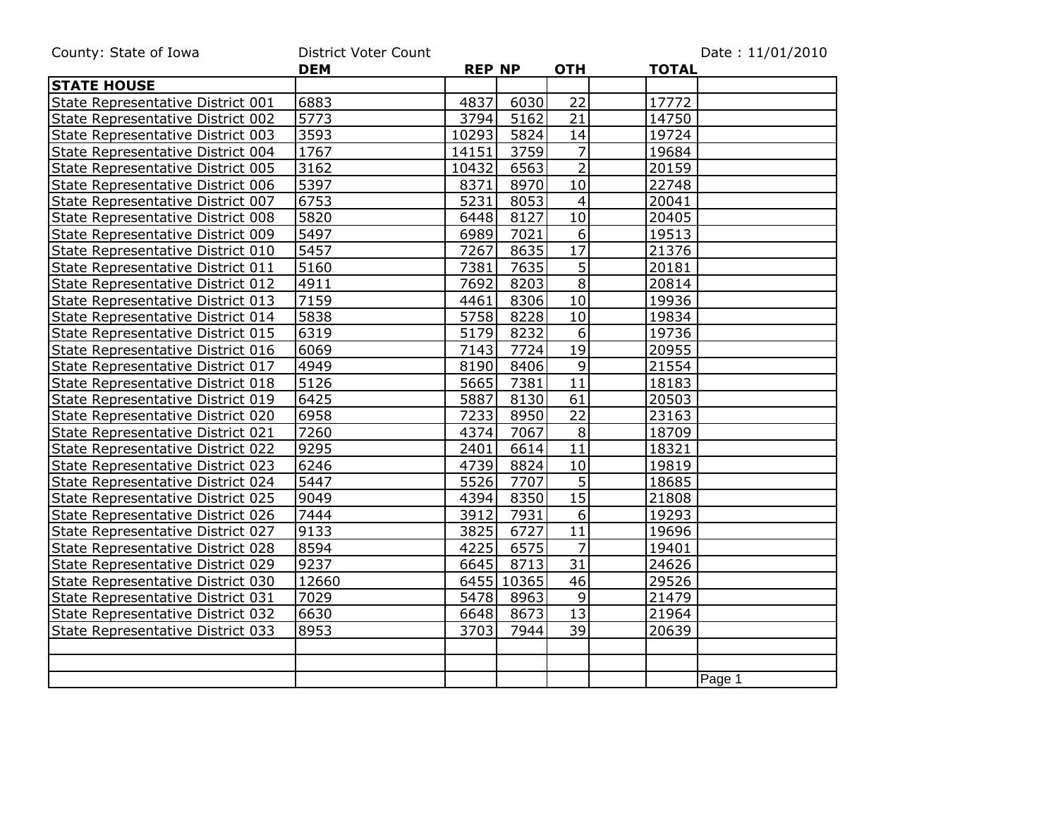County: State of Iowa | District Voter Count | Date : 11/01/2010

| | DEM | REP | NP | OTH | | TOTAL | |
|---|---|---|---|---|---|---|---|
| **STATE HOUSE** | | | | | | | |
| State Representative District 001 | 6883 | 4837 | 6030 | 22 | | 17772 | |
| State Representative District 002 | 5773 | 3794 | 5162 | 21 | | 14750 | |
| State Representative District 003 | 3593 | 10293 | 5824 | 14 | | 19724 | |
| State Representative District 004 | 1767 | 14151 | 3759 | 7 | | 19684 | |
| State Representative District 005 | 3162 | 10432 | 6563 | 2 | | 20159 | |
| State Representative District 006 | 5397 | 8371 | 8970 | 10 | | 22748 | |
| State Representative District 007 | 6753 | 5231 | 8053 | 4 | | 20041 | |
| State Representative District 008 | 5820 | 6448 | 8127 | 10 | | 20405 | |
| State Representative District 009 | 5497 | 6989 | 7021 | 6 | | 19513 | |
| State Representative District 010 | 5457 | 7267 | 8635 | 17 | | 21376 | |
| State Representative District 011 | 5160 | 7381 | 7635 | 5 | | 20181 | |
| State Representative District 012 | 4911 | 7692 | 8203 | 8 | | 20814 | |
| State Representative District 013 | 7159 | 4461 | 8306 | 10 | | 19936 | |
| State Representative District 014 | 5838 | 5758 | 8228 | 10 | | 19834 | |
| State Representative District 015 | 6319 | 5179 | 8232 | 6 | | 19736 | |
| State Representative District 016 | 6069 | 7143 | 7724 | 19 | | 20955 | |
| State Representative District 017 | 4949 | 8190 | 8406 | 9 | | 21554 | |
| State Representative District 018 | 5126 | 5665 | 7381 | 11 | | 18183 | |
| State Representative District 019 | 6425 | 5887 | 8130 | 61 | | 20503 | |
| State Representative District 020 | 6958 | 7233 | 8950 | 22 | | 23163 | |
| State Representative District 021 | 7260 | 4374 | 7067 | 8 | | 18709 | |
| State Representative District 022 | 9295 | 2401 | 6614 | 11 | | 18321 | |
| State Representative District 023 | 6246 | 4739 | 8824 | 10 | | 19819 | |
| State Representative District 024 | 5447 | 5526 | 7707 | 5 | | 18685 | |
| State Representative District 025 | 9049 | 4394 | 8350 | 15 | | 21808 | |
| State Representative District 026 | 7444 | 3912 | 7931 | 6 | | 19293 | |
| State Representative District 027 | 9133 | 3825 | 6727 | 11 | | 19696 | |
| State Representative District 028 | 8594 | 4225 | 6575 | 7 | | 19401 | |
| State Representative District 029 | 9237 | 6645 | 8713 | 31 | | 24626 | |
| State Representative District 030 | 12660 | 6455 | 10365 | 46 | | 29526 | |
| State Representative District 031 | 7029 | 5478 | 8963 | 9 | | 21479 | |
| State Representative District 032 | 6630 | 6648 | 8673 | 13 | | 21964 | |
| State Representative District 033 | 8953 | 3703 | 7944 | 39 | | 20639 | |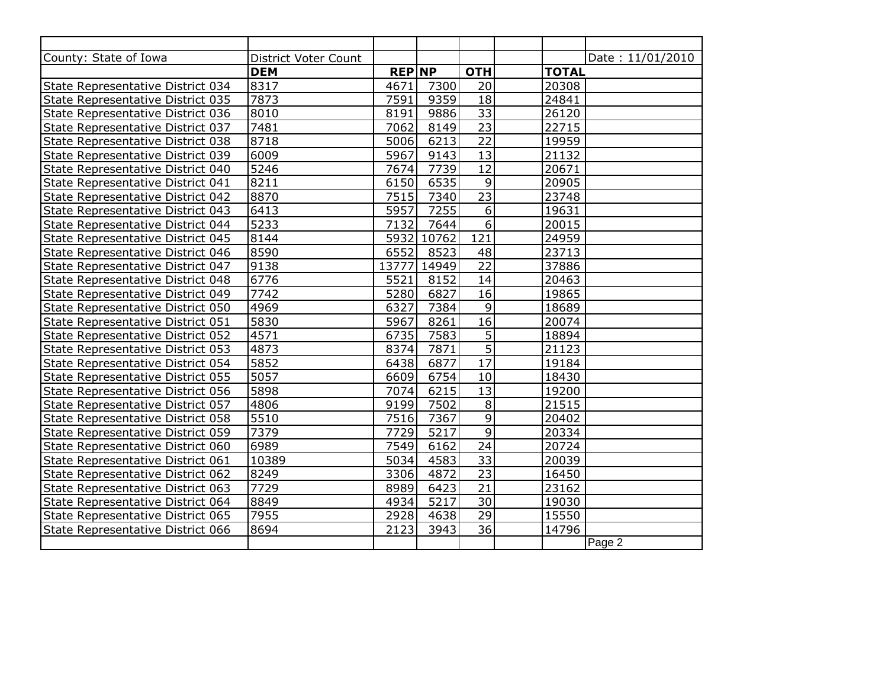| County: State of Iowa | District Voter Count | | | | | | Date : 11/01/2010 |
|---|---|---|---|---|---|---|---|
| | **DEM** | **REP** | **NP** | **OTH** | | **TOTAL** | |
| State Representative District 034 | 8317 | 4671 | 7300 | 20 | | 20308 | |
| State Representative District 035 | 7873 | 7591 | 9359 | 18 | | 24841 | |
| State Representative District 036 | 8010 | 8191 | 9886 | 33 | | 26120 | |
| State Representative District 037 | 7481 | 7062 | 8149 | 23 | | 22715 | |
| State Representative District 038 | 8718 | 5006 | 6213 | 22 | | 19959 | |
| State Representative District 039 | 6009 | 5967 | 9143 | 13 | | 21132 | |
| State Representative District 040 | 5246 | 7674 | 7739 | 12 | | 20671 | |
| State Representative District 041 | 8211 | 6150 | 6535 | 9 | | 20905 | |
| State Representative District 042 | 8870 | 7515 | 7340 | 23 | | 23748 | |
| State Representative District 043 | 6413 | 5957 | 7255 | 6 | | 19631 | |
| State Representative District 044 | 5233 | 7132 | 7644 | 6 | | 20015 | |
| State Representative District 045 | 8144 | 5932 | 10762 | 121 | | 24959 | |
| State Representative District 046 | 8590 | 6552 | 8523 | 48 | | 23713 | |
| State Representative District 047 | 9138 | 13777 | 14949 | 22 | | 37886 | |
| State Representative District 048 | 6776 | 5521 | 8152 | 14 | | 20463 | |
| State Representative District 049 | 7742 | 5280 | 6827 | 16 | | 19865 | |
| State Representative District 050 | 4969 | 6327 | 7384 | 9 | | 18689 | |
| State Representative District 051 | 5830 | 5967 | 8261 | 16 | | 20074 | |
| State Representative District 052 | 4571 | 6735 | 7583 | 5 | | 18894 | |
| State Representative District 053 | 4873 | 8374 | 7871 | 5 | | 21123 | |
| State Representative District 054 | 5852 | 6438 | 6877 | 17 | | 19184 | |
| State Representative District 055 | 5057 | 6609 | 6754 | 10 | | 18430 | |
| State Representative District 056 | 5898 | 7074 | 6215 | 13 | | 19200 | |
| State Representative District 057 | 4806 | 9199 | 7502 | 8 | | 21515 | |
| State Representative District 058 | 5510 | 7516 | 7367 | 9 | | 20402 | |
| State Representative District 059 | 7379 | 7729 | 5217 | 9 | | 20334 | |
| State Representative District 060 | 6989 | 7549 | 6162 | 24 | | 20724 | |
| State Representative District 061 | 10389 | 5034 | 4583 | 33 | | 20039 | |
| State Representative District 062 | 8249 | 3306 | 4872 | 23 | | 16450 | |
| State Representative District 063 | 7729 | 8989 | 6423 | 21 | | 23162 | |
| State Representative District 064 | 8849 | 4934 | 5217 | 30 | | 19030 | |
| State Representative District 065 | 7955 | 2928 | 4638 | 29 | | 15550 | |
| State Representative District 066 | 8694 | 2123 | 3943 | 36 | | 14796 | |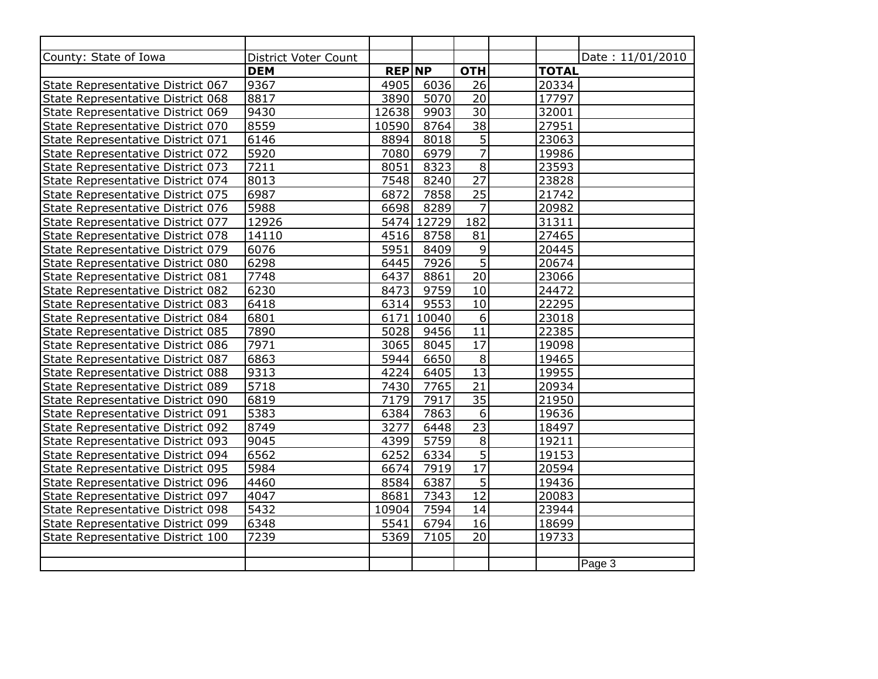| | | | | | | | |
|---|---|---|---|---|---|---|---|
| County: State of Iowa | District Voter Count | | | | | | Date : 11/01/2010 |
| | **DEM** | **REP** | **NP** | **OTH** | | **TOTAL** | |
| State Representative District 067 | 9367 | 4905 | 6036 | 26 | | 20334 | |
| State Representative District 068 | 8817 | 3890 | 5070 | 20 | | 17797 | |
| State Representative District 069 | 9430 | 12638 | 9903 | 30 | | 32001 | |
| State Representative District 070 | 8559 | 10590 | 8764 | 38 | | 27951 | |
| State Representative District 071 | 6146 | 8894 | 8018 | 5 | | 23063 | |
| State Representative District 072 | 5920 | 7080 | 6979 | 7 | | 19986 | |
| State Representative District 073 | 7211 | 8051 | 8323 | 8 | | 23593 | |
| State Representative District 074 | 8013 | 7548 | 8240 | 27 | | 23828 | |
| State Representative District 075 | 6987 | 6872 | 7858 | 25 | | 21742 | |
| State Representative District 076 | 5988 | 6698 | 8289 | 7 | | 20982 | |
| State Representative District 077 | 12926 | 5474 | 12729 | 182 | | 31311 | |
| State Representative District 078 | 14110 | 4516 | 8758 | 81 | | 27465 | |
| State Representative District 079 | 6076 | 5951 | 8409 | 9 | | 20445 | |
| State Representative District 080 | 6298 | 6445 | 7926 | 5 | | 20674 | |
| State Representative District 081 | 7748 | 6437 | 8861 | 20 | | 23066 | |
| State Representative District 082 | 6230 | 8473 | 9759 | 10 | | 24472 | |
| State Representative District 083 | 6418 | 6314 | 9553 | 10 | | 22295 | |
| State Representative District 084 | 6801 | 6171 | 10040 | 6 | | 23018 | |
| State Representative District 085 | 7890 | 5028 | 9456 | 11 | | 22385 | |
| State Representative District 086 | 7971 | 3065 | 8045 | 17 | | 19098 | |
| State Representative District 087 | 6863 | 5944 | 6650 | 8 | | 19465 | |
| State Representative District 088 | 9313 | 4224 | 6405 | 13 | | 19955 | |
| State Representative District 089 | 5718 | 7430 | 7765 | 21 | | 20934 | |
| State Representative District 090 | 6819 | 7179 | 7917 | 35 | | 21950 | |
| State Representative District 091 | 5383 | 6384 | 7863 | 6 | | 19636 | |
| State Representative District 092 | 8749 | 3277 | 6448 | 23 | | 18497 | |
| State Representative District 093 | 9045 | 4399 | 5759 | 8 | | 19211 | |
| State Representative District 094 | 6562 | 6252 | 6334 | 5 | | 19153 | |
| State Representative District 095 | 5984 | 6674 | 7919 | 17 | | 20594 | |
| State Representative District 096 | 4460 | 8584 | 6387 | 5 | | 19436 | |
| State Representative District 097 | 4047 | 8681 | 7343 | 12 | | 20083 | |
| State Representative District 098 | 5432 | 10904 | 7594 | 14 | | 23944 | |
| State Representative District 099 | 6348 | 5541 | 6794 | 16 | | 18699 | |
| State Representative District 100 | 7239 | 5369 | 7105 | 20 | | 19733 | |